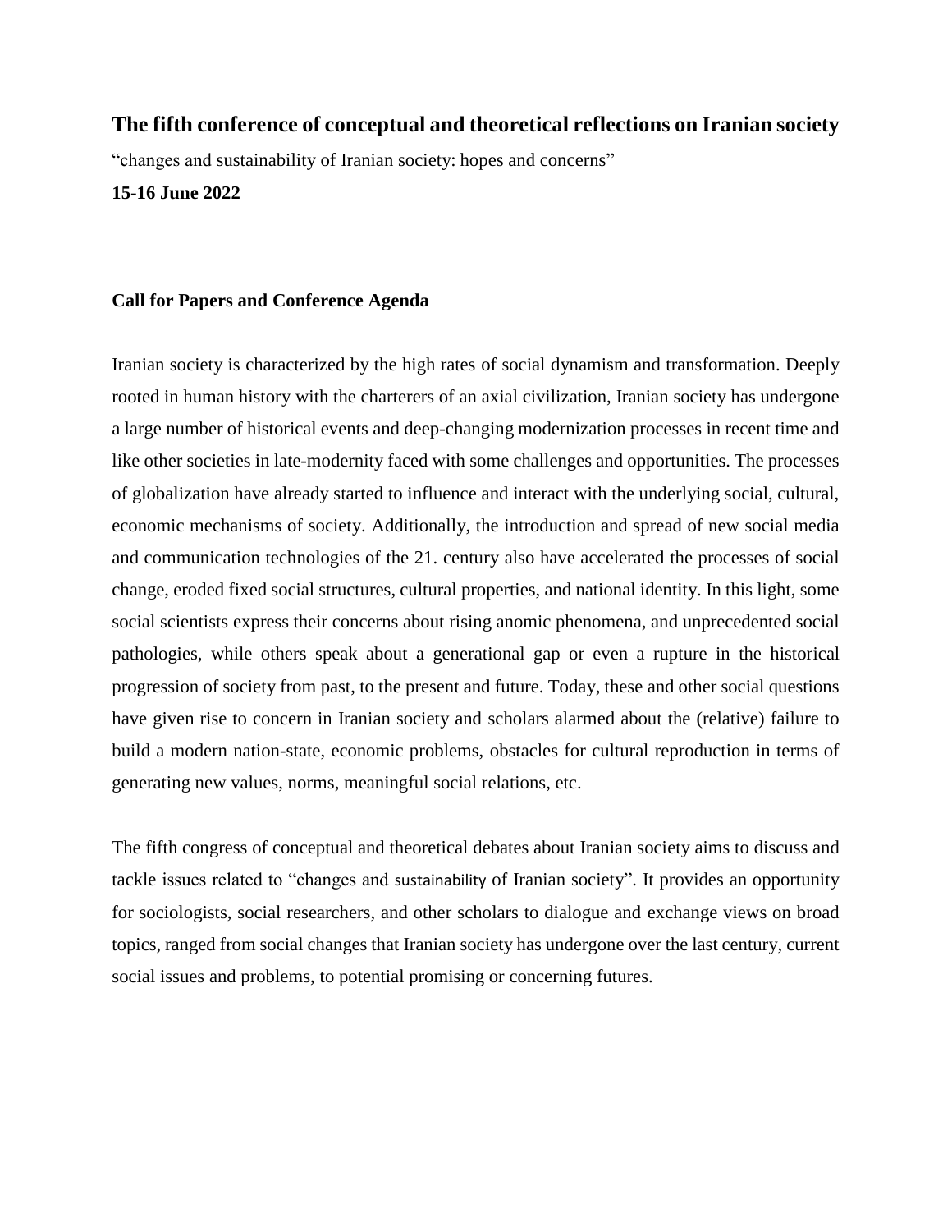# The fifth conference of conceptual and theoretical reflections on Iranian society

"changes and sustainability of Iranian society: hopes and concerns"

**15-16 June 2022**

**Call for Papers and Conference Agenda**

Iranian society is characterized by the high rates of social dynamism and transformation. Deeply rooted in human history with the charterers of an axial civilization, Iranian society has undergone a large number of historical events and deep-changing modernization processes in recent time and like other societies in late-modernity faced with some challenges and opportunities. The processes of globalization have already started to influence and interact with the underlying social, cultural, economic mechanisms of society. Additionally, the introduction and spread of new social media and communication technologies of the 21. century also have accelerated the processes of social change, eroded fixed social structures, cultural properties, and national identity. In this light, some social scientists express their concerns about rising anomic phenomena, and unprecedented social pathologies, while others speak about a generational gap or even a rupture in the historical progression of society from past, to the present and future. Today, these and other social questions have given rise to concern in Iranian society and scholars alarmed about the (relative) failure to build a modern nation-state, economic problems, obstacles for cultural reproduction in terms of generating new values, norms, meaningful social relations, etc.

The fifth congress of conceptual and theoretical debates about Iranian society aims to discuss and tackle issues related to "changes and sustainability of Iranian society". It provides an opportunity for sociologists, social researchers, and other scholars to dialogue and exchange views on broad topics, ranged from social changes that Iranian society has undergone over the last century, current social issues and problems, to potential promising or concerning futures.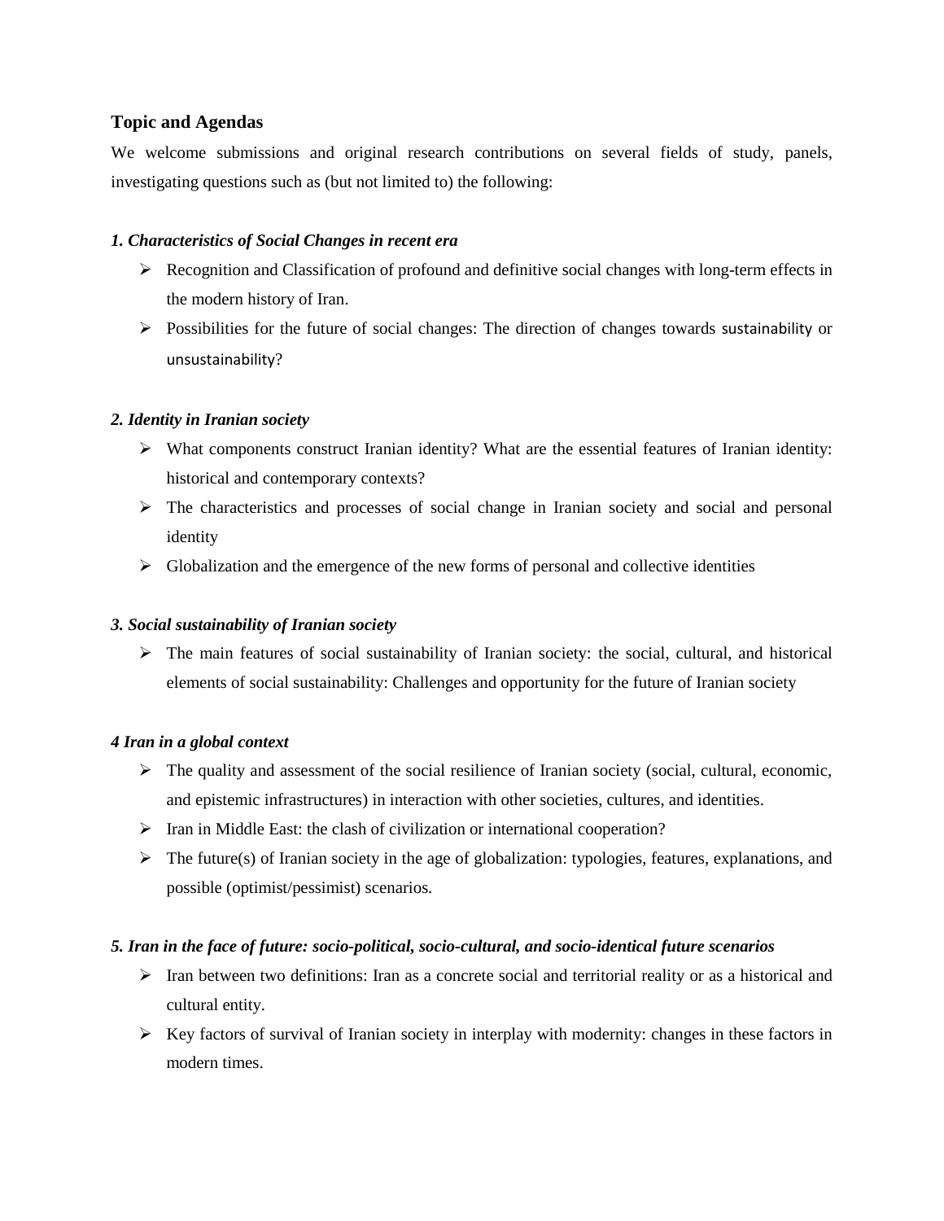## Topic and Agendas

We welcome submissions and original research contributions on several fields of study, panels, investigating questions such as (but not limited to) the following:

### *1. Characteristics of Social Changes in recent era*

- Recognition and Classification of profound and definitive social changes with long-term effects in the modern history of Iran.
- Possibilities for the future of social changes: The direction of changes towards sustainability or unsustainability?

### *2. Identity in Iranian society*

- What components construct Iranian identity? What are the essential features of Iranian identity: historical and contemporary contexts?
- The characteristics and processes of social change in Iranian society and social and personal identity
- Globalization and the emergence of the new forms of personal and collective identities

### *3. Social sustainability of Iranian society*

- The main features of social sustainability of Iranian society: the social, cultural, and historical elements of social sustainability: Challenges and opportunity for the future of Iranian society

### *4 Iran in a global context*

- The quality and assessment of the social resilience of Iranian society (social, cultural, economic, and epistemic infrastructures) in interaction with other societies, cultures, and identities.
- Iran in Middle East: the clash of civilization or international cooperation?
- The future(s) of Iranian society in the age of globalization: typologies, features, explanations, and possible (optimist/pessimist) scenarios.

### *5. Iran in the face of future: socio-political, socio-cultural, and socio-identical future scenarios*

- Iran between two definitions: Iran as a concrete social and territorial reality or as a historical and cultural entity.
- Key factors of survival of Iranian society in interplay with modernity: changes in these factors in modern times.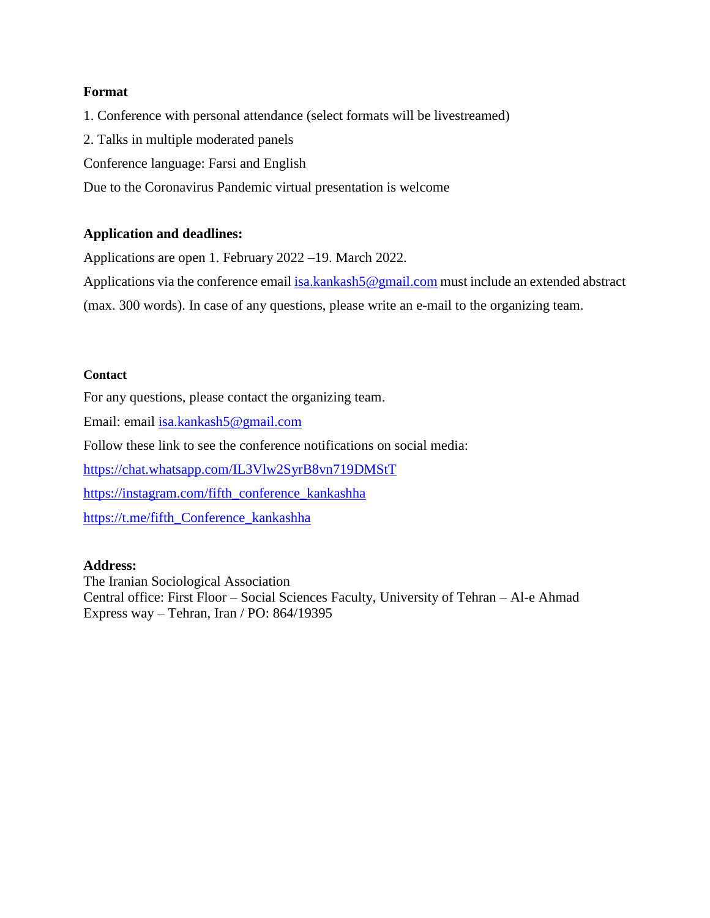**Format**

1. Conference with personal attendance (select formats will be livestreamed)

2. Talks in multiple moderated panels

Conference language: Farsi and English

Due to the Coronavirus Pandemic virtual presentation is welcome

**Application and deadlines:**

Applications are open 1. February 2022 –19. March 2022.

Applications via the conference email isa.kankash5@gmail.com must include an extended abstract (max. 300 words). In case of any questions, please write an e-mail to the organizing team.

**Contact**

For any questions, please contact the organizing team.

Email: email isa.kankash5@gmail.com

Follow these link to see the conference notifications on social media:

https://chat.whatsapp.com/IL3Vlw2SyrB8vn719DMStT

https://instagram.com/fifth_conference_kankashha

https://t.me/fifth_Conference_kankashha

**Address:**

The Iranian Sociological Association
Central office: First Floor – Social Sciences Faculty, University of Tehran – Al-e Ahmad Express way – Tehran, Iran / PO: 864/19395